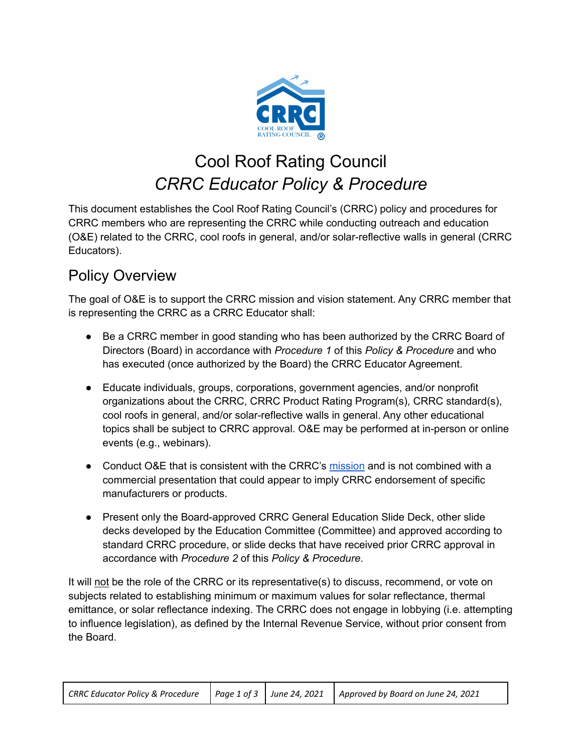# Cool Roof Rating Council
## *CRRC Educator Policy & Procedure*

This document establishes the Cool Roof Rating Council's (CRRC) policy and procedures for CRRC members who are representing the CRRC while conducting outreach and education (O&E) related to the CRRC, cool roofs in general, and/or solar-reflective walls in general (CRRC Educators).

## Policy Overview

The goal of O&E is to support the CRRC mission and vision statement. Any CRRC member that is representing the CRRC as a CRRC Educator shall:

- Be a CRRC member in good standing who has been authorized by the CRRC Board of Directors (Board) in accordance with *Procedure 1* of this *Policy & Procedure* and who has executed (once authorized by the Board) the CRRC Educator Agreement.

- Educate individuals, groups, corporations, government agencies, and/or nonprofit organizations about the CRRC, CRRC Product Rating Program(s), CRRC standard(s), cool roofs in general, and/or solar-reflective walls in general. Any other educational topics shall be subject to CRRC approval. O&E may be performed at in-person or online events (e.g., webinars).

- Conduct O&E that is consistent with the CRRC's mission and is not combined with a commercial presentation that could appear to imply CRRC endorsement of specific manufacturers or products.

- Present only the Board-approved CRRC General Education Slide Deck, other slide decks developed by the Education Committee (Committee) and approved according to standard CRRC procedure, or slide decks that have received prior CRRC approval in accordance with *Procedure 2* of this *Policy & Procedure*.

It will not be the role of the CRRC or its representative(s) to discuss, recommend, or vote on subjects related to establishing minimum or maximum values for solar reflectance, thermal emittance, or solar reflectance indexing. The CRRC does not engage in lobbying (i.e. attempting to influence legislation), as defined by the Internal Revenue Service, without prior consent from the Board.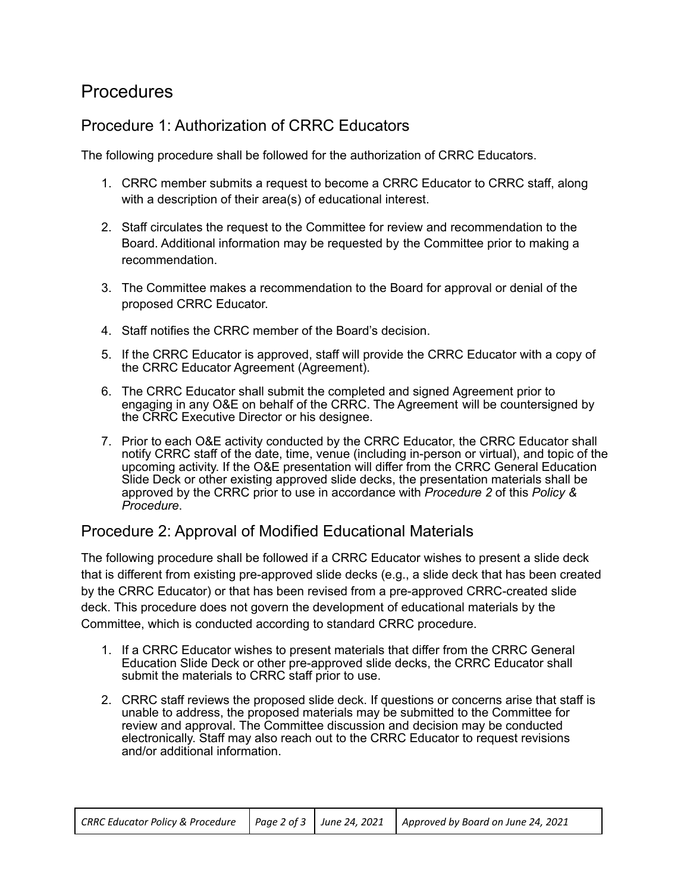# Procedures

## Procedure 1: Authorization of CRRC Educators

The following procedure shall be followed for the authorization of CRRC Educators.

1. CRRC member submits a request to become a CRRC Educator to CRRC staff, along with a description of their area(s) of educational interest.

2. Staff circulates the request to the Committee for review and recommendation to the Board. Additional information may be requested by the Committee prior to making a recommendation.

3. The Committee makes a recommendation to the Board for approval or denial of the proposed CRRC Educator.

4. Staff notifies the CRRC member of the Board's decision.

5. If the CRRC Educator is approved, staff will provide the CRRC Educator with a copy of the CRRC Educator Agreement (Agreement).

6. The CRRC Educator shall submit the completed and signed Agreement prior to engaging in any O&E on behalf of the CRRC. The Agreement will be countersigned by the CRRC Executive Director or his designee.

7. Prior to each O&E activity conducted by the CRRC Educator, the CRRC Educator shall notify CRRC staff of the date, time, venue (including in-person or virtual), and topic of the upcoming activity. If the O&E presentation will differ from the CRRC General Education Slide Deck or other existing approved slide decks, the presentation materials shall be approved by the CRRC prior to use in accordance with *Procedure 2* of this *Policy & Procedure*.

## Procedure 2: Approval of Modified Educational Materials

The following procedure shall be followed if a CRRC Educator wishes to present a slide deck that is different from existing pre-approved slide decks (e.g., a slide deck that has been created by the CRRC Educator) or that has been revised from a pre-approved CRRC-created slide deck. This procedure does not govern the development of educational materials by the Committee, which is conducted according to standard CRRC procedure.

1. If a CRRC Educator wishes to present materials that differ from the CRRC General Education Slide Deck or other pre-approved slide decks, the CRRC Educator shall submit the materials to CRRC staff prior to use.

2. CRRC staff reviews the proposed slide deck. If questions or concerns arise that staff is unable to address, the proposed materials may be submitted to the Committee for review and approval. The Committee discussion and decision may be conducted electronically. Staff may also reach out to the CRRC Educator to request revisions and/or additional information.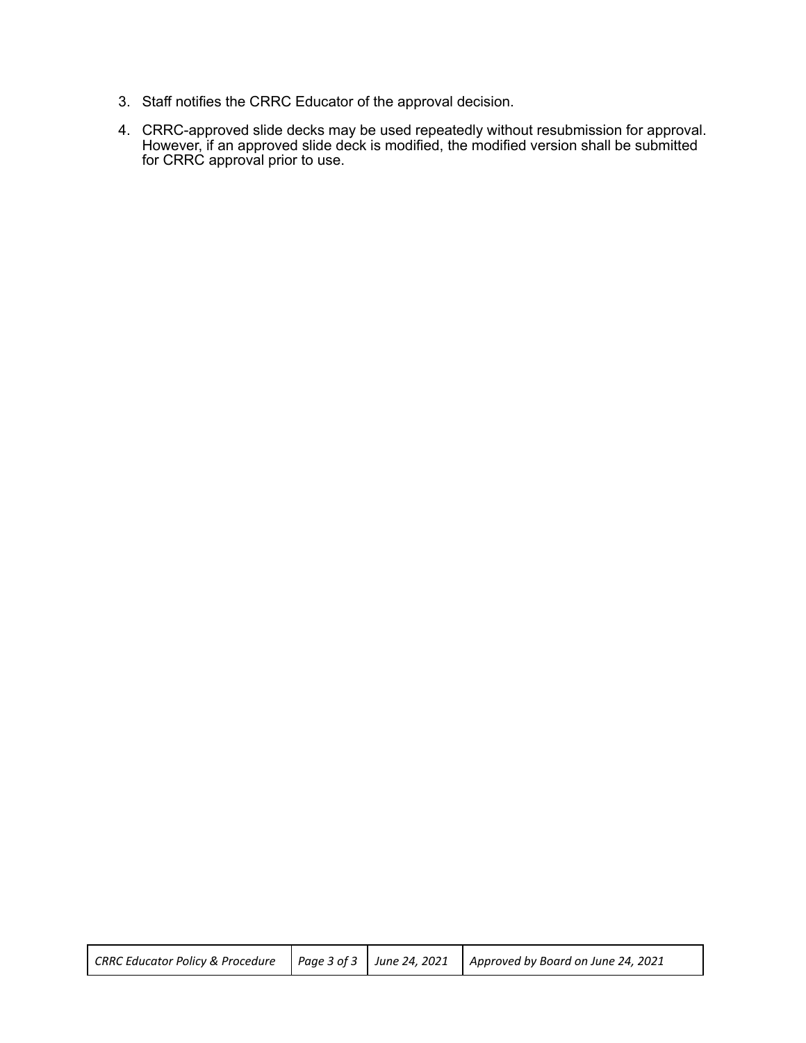3. Staff notifies the CRRC Educator of the approval decision.

4. CRRC-approved slide decks may be used repeatedly without resubmission for approval. However, if an approved slide deck is modified, the modified version shall be submitted for CRRC approval prior to use.